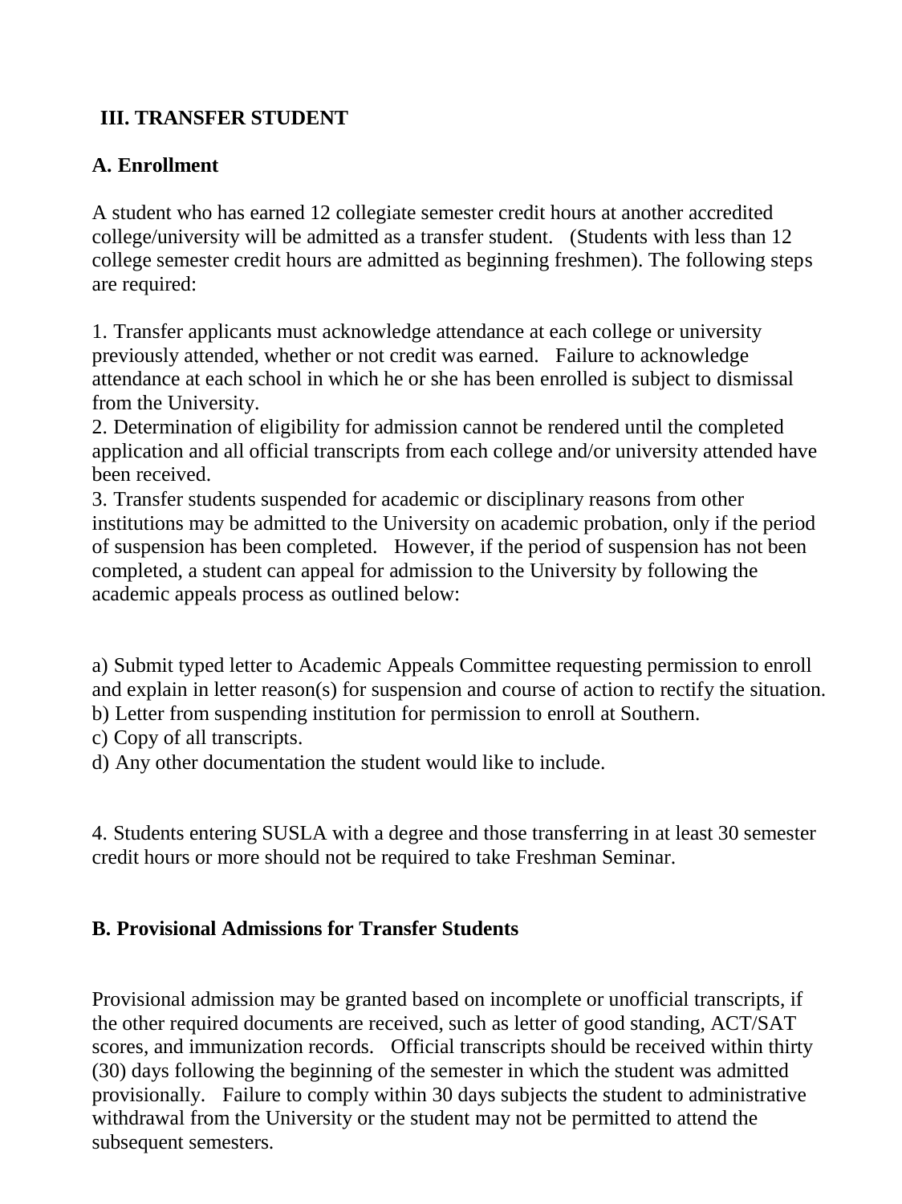## III. TRANSFER STUDENT

### A. Enrollment

A student who has earned 12 collegiate semester credit hours at another accredited college/university will be admitted as a transfer student. (Students with less than 12 college semester credit hours are admitted as beginning freshmen). The following steps are required:

1. Transfer applicants must acknowledge attendance at each college or university previously attended, whether or not credit was earned. Failure to acknowledge attendance at each school in which he or she has been enrolled is subject to dismissal from the University.
2. Determination of eligibility for admission cannot be rendered until the completed application and all official transcripts from each college and/or university attended have been received.
3. Transfer students suspended for academic or disciplinary reasons from other institutions may be admitted to the University on academic probation, only if the period of suspension has been completed. However, if the period of suspension has not been completed, a student can appeal for admission to the University by following the academic appeals process as outlined below:

a) Submit typed letter to Academic Appeals Committee requesting permission to enroll and explain in letter reason(s) for suspension and course of action to rectify the situation.
b) Letter from suspending institution for permission to enroll at Southern.
c) Copy of all transcripts.
d) Any other documentation the student would like to include.

4. Students entering SUSLA with a degree and those transferring in at least 30 semester credit hours or more should not be required to take Freshman Seminar.

### B. Provisional Admissions for Transfer Students

Provisional admission may be granted based on incomplete or unofficial transcripts, if the other required documents are received, such as letter of good standing, ACT/SAT scores, and immunization records. Official transcripts should be received within thirty (30) days following the beginning of the semester in which the student was admitted provisionally. Failure to comply within 30 days subjects the student to administrative withdrawal from the University or the student may not be permitted to attend the subsequent semesters.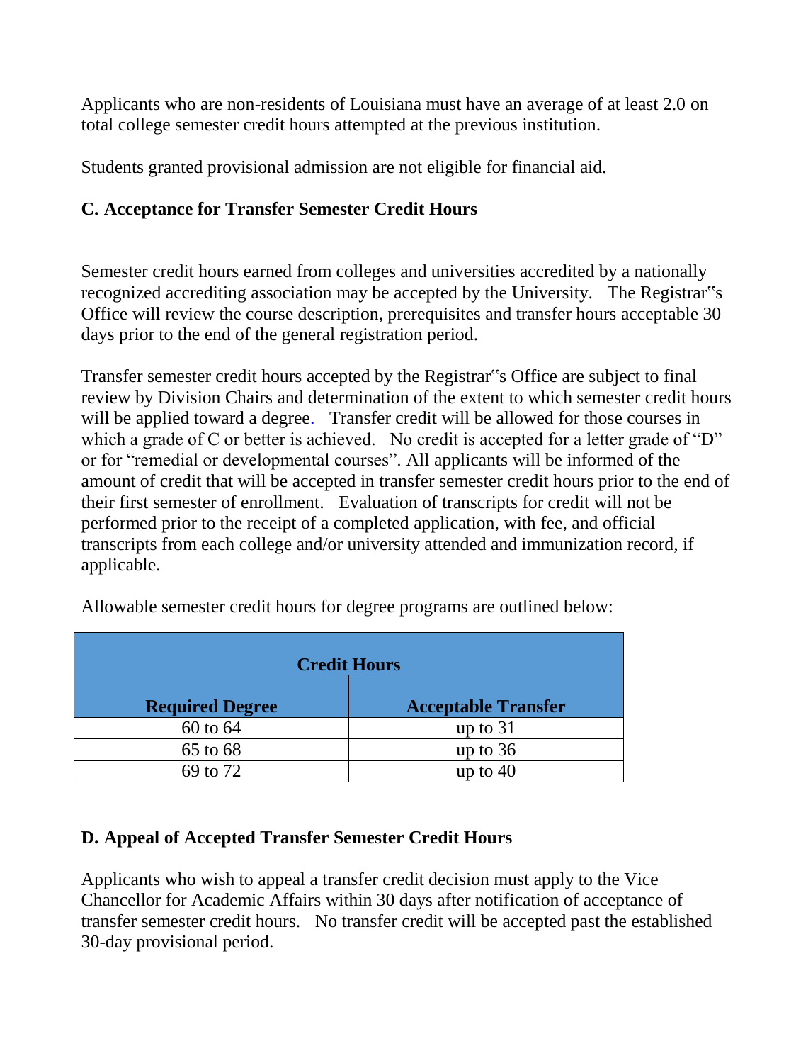Applicants who are non-residents of Louisiana must have an average of at least 2.0 on total college semester credit hours attempted at the previous institution.

Students granted provisional admission are not eligible for financial aid.

### C. Acceptance for Transfer Semester Credit Hours

Semester credit hours earned from colleges and universities accredited by a nationally recognized accrediting association may be accepted by the University. The Registrar"s Office will review the course description, prerequisites and transfer hours acceptable 30 days prior to the end of the general registration period.

Transfer semester credit hours accepted by the Registrar"s Office are subject to final review by Division Chairs and determination of the extent to which semester credit hours will be applied toward a degree. Transfer credit will be allowed for those courses in which a grade of C or better is achieved. No credit is accepted for a letter grade of "D" or for "remedial or developmental courses". All applicants will be informed of the amount of credit that will be accepted in transfer semester credit hours prior to the end of their first semester of enrollment. Evaluation of transcripts for credit will not be performed prior to the receipt of a completed application, with fee, and official transcripts from each college and/or university attended and immunization record, if applicable.

Allowable semester credit hours for degree programs are outlined below:

| Credit Hours | |
|---|---|
| **Required Degree** | **Acceptable Transfer** |
| 60 to 64 | up to 31 |
| 65 to 68 | up to 36 |
| 69 to 72 | up to 40 |

### D. Appeal of Accepted Transfer Semester Credit Hours

Applicants who wish to appeal a transfer credit decision must apply to the Vice Chancellor for Academic Affairs within 30 days after notification of acceptance of transfer semester credit hours. No transfer credit will be accepted past the established 30-day provisional period.